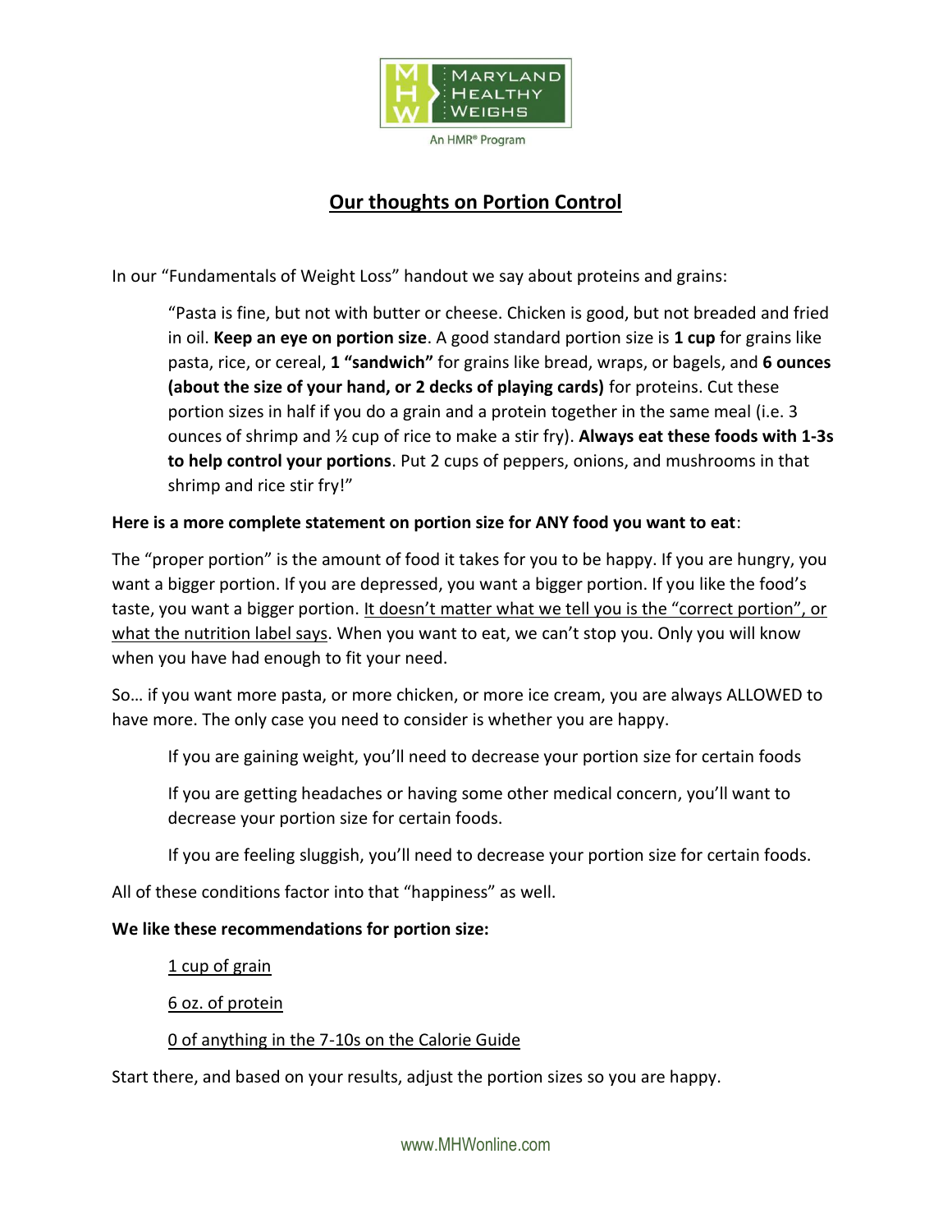Maryland Healthy Weighs

An HMR® Program

# Our thoughts on Portion Control

In our "Fundamentals of Weight Loss" handout we say about proteins and grains:

> "Pasta is fine, but not with butter or cheese. Chicken is good, but not breaded and fried in oil. **Keep an eye on portion size**. A good standard portion size is **1 cup** for grains like pasta, rice, or cereal, **1 "sandwich"** for grains like bread, wraps, or bagels, and **6 ounces (about the size of your hand, or 2 decks of playing cards)** for proteins. Cut these portion sizes in half if you do a grain and a protein together in the same meal (i.e. 3 ounces of shrimp and ½ cup of rice to make a stir fry). **Always eat these foods with 1-3s to help control your portions**. Put 2 cups of peppers, onions, and mushrooms in that shrimp and rice stir fry!"

**Here is a more complete statement on portion size for ANY food you want to eat**:

The "proper portion" is the amount of food it takes for you to be happy. If you are hungry, you want a bigger portion. If you are depressed, you want a bigger portion. If you like the food's taste, you want a bigger portion. <u>It doesn't matter what we tell you is the "correct portion", or what the nutrition label says</u>. When you want to eat, we can't stop you. Only you will know when you have had enough to fit your need.

So… if you want more pasta, or more chicken, or more ice cream, you are always ALLOWED to have more. The only case you need to consider is whether you are happy.

> If you are gaining weight, you'll need to decrease your portion size for certain foods
>
> If you are getting headaches or having some other medical concern, you'll want to decrease your portion size for certain foods.
>
> If you are feeling sluggish, you'll need to decrease your portion size for certain foods.

All of these conditions factor into that "happiness" as well.

**We like these recommendations for portion size:**

> <u>1 cup of grain</u>
>
> <u>6 oz. of protein</u>
>
> <u>0 of anything in the 7-10s on the Calorie Guide</u>

Start there, and based on your results, adjust the portion sizes so you are happy.

www.MHWonline.com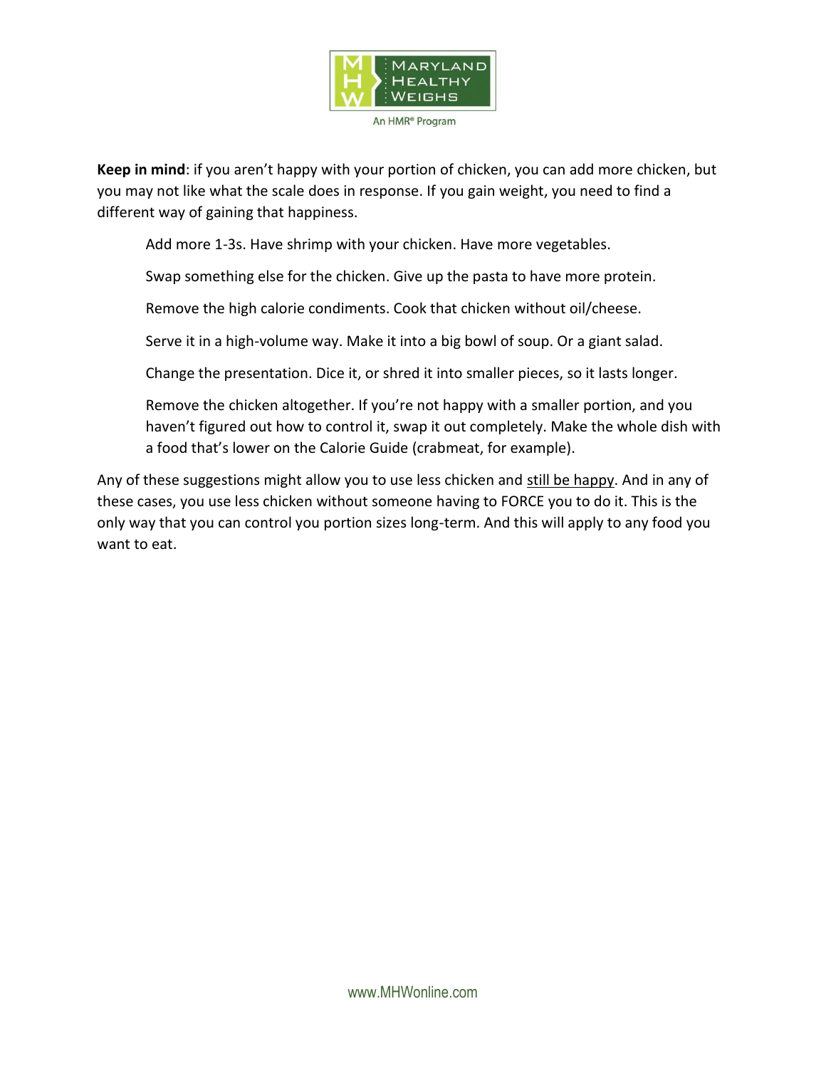**Keep in mind**: if you aren't happy with your portion of chicken, you can add more chicken, but you may not like what the scale does in response. If you gain weight, you need to find a different way of gaining that happiness.

> Add more 1-3s. Have shrimp with your chicken. Have more vegetables.
>
> Swap something else for the chicken. Give up the pasta to have more protein.
>
> Remove the high calorie condiments. Cook that chicken without oil/cheese.
>
> Serve it in a high-volume way. Make it into a big bowl of soup. Or a giant salad.
>
> Change the presentation. Dice it, or shred it into smaller pieces, so it lasts longer.
>
> Remove the chicken altogether. If you're not happy with a smaller portion, and you haven't figured out how to control it, swap it out completely. Make the whole dish with a food that's lower on the Calorie Guide (crabmeat, for example).

Any of these suggestions might allow you to use less chicken and <u>still be happy</u>. And in any of these cases, you use less chicken without someone having to FORCE you to do it. This is the only way that you can control you portion sizes long-term. And this will apply to any food you want to eat.